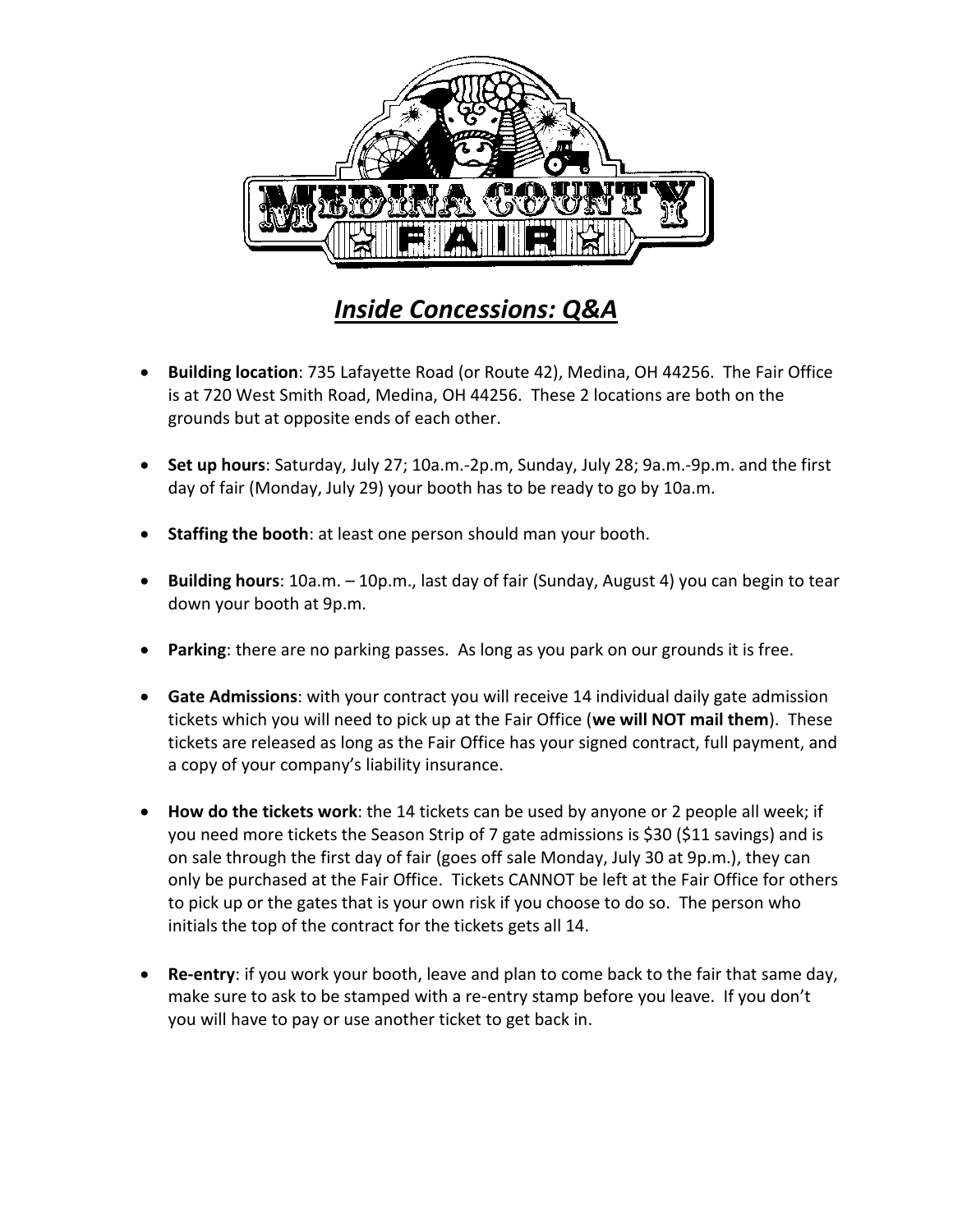# *Inside Concessions: Q&A*

- **Building location**: 735 Lafayette Road (or Route 42), Medina, OH 44256. The Fair Office is at 720 West Smith Road, Medina, OH 44256. These 2 locations are both on the grounds but at opposite ends of each other.

- **Set up hours**: Saturday, July 27; 10a.m.-2p.m, Sunday, July 28; 9a.m.-9p.m. and the first day of fair (Monday, July 29) your booth has to be ready to go by 10a.m.

- **Staffing the booth**: at least one person should man your booth.

- **Building hours**: 10a.m. – 10p.m., last day of fair (Sunday, August 4) you can begin to tear down your booth at 9p.m.

- **Parking**: there are no parking passes. As long as you park on our grounds it is free.

- **Gate Admissions**: with your contract you will receive 14 individual daily gate admission tickets which you will need to pick up at the Fair Office (**we will NOT mail them**). These tickets are released as long as the Fair Office has your signed contract, full payment, and a copy of your company's liability insurance.

- **How do the tickets work**: the 14 tickets can be used by anyone or 2 people all week; if you need more tickets the Season Strip of 7 gate admissions is $30 ($11 savings) and is on sale through the first day of fair (goes off sale Monday, July 30 at 9p.m.), they can only be purchased at the Fair Office. Tickets CANNOT be left at the Fair Office for others to pick up or the gates that is your own risk if you choose to do so. The person who initials the top of the contract for the tickets gets all 14.

- **Re-entry**: if you work your booth, leave and plan to come back to the fair that same day, make sure to ask to be stamped with a re-entry stamp before you leave. If you don't you will have to pay or use another ticket to get back in.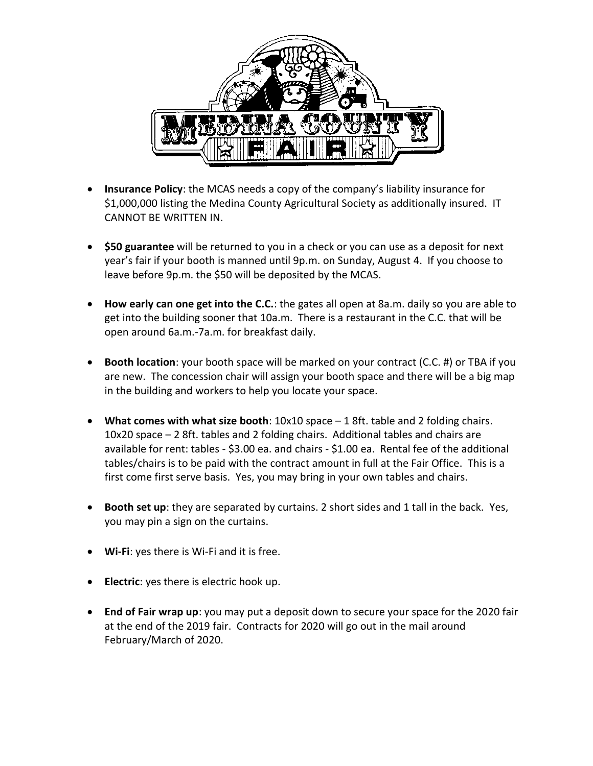- **Insurance Policy**: the MCAS needs a copy of the company's liability insurance for $1,000,000 listing the Medina County Agricultural Society as additionally insured. IT CANNOT BE WRITTEN IN.

- **$50 guarantee** will be returned to you in a check or you can use as a deposit for next year's fair if your booth is manned until 9p.m. on Sunday, August 4. If you choose to leave before 9p.m. the $50 will be deposited by the MCAS.

- **How early can one get into the C.C.**: the gates all open at 8a.m. daily so you are able to get into the building sooner that 10a.m. There is a restaurant in the C.C. that will be open around 6a.m.-7a.m. for breakfast daily.

- **Booth location**: your booth space will be marked on your contract (C.C. #) or TBA if you are new. The concession chair will assign your booth space and there will be a big map in the building and workers to help you locate your space.

- **What comes with what size booth**: 10x10 space – 1 8ft. table and 2 folding chairs. 10x20 space – 2 8ft. tables and 2 folding chairs. Additional tables and chairs are available for rent: tables - $3.00 ea. and chairs - $1.00 ea. Rental fee of the additional tables/chairs is to be paid with the contract amount in full at the Fair Office. This is a first come first serve basis. Yes, you may bring in your own tables and chairs.

- **Booth set up**: they are separated by curtains. 2 short sides and 1 tall in the back. Yes, you may pin a sign on the curtains.

- **Wi-Fi**: yes there is Wi-Fi and it is free.

- **Electric**: yes there is electric hook up.

- **End of Fair wrap up**: you may put a deposit down to secure your space for the 2020 fair at the end of the 2019 fair. Contracts for 2020 will go out in the mail around February/March of 2020.